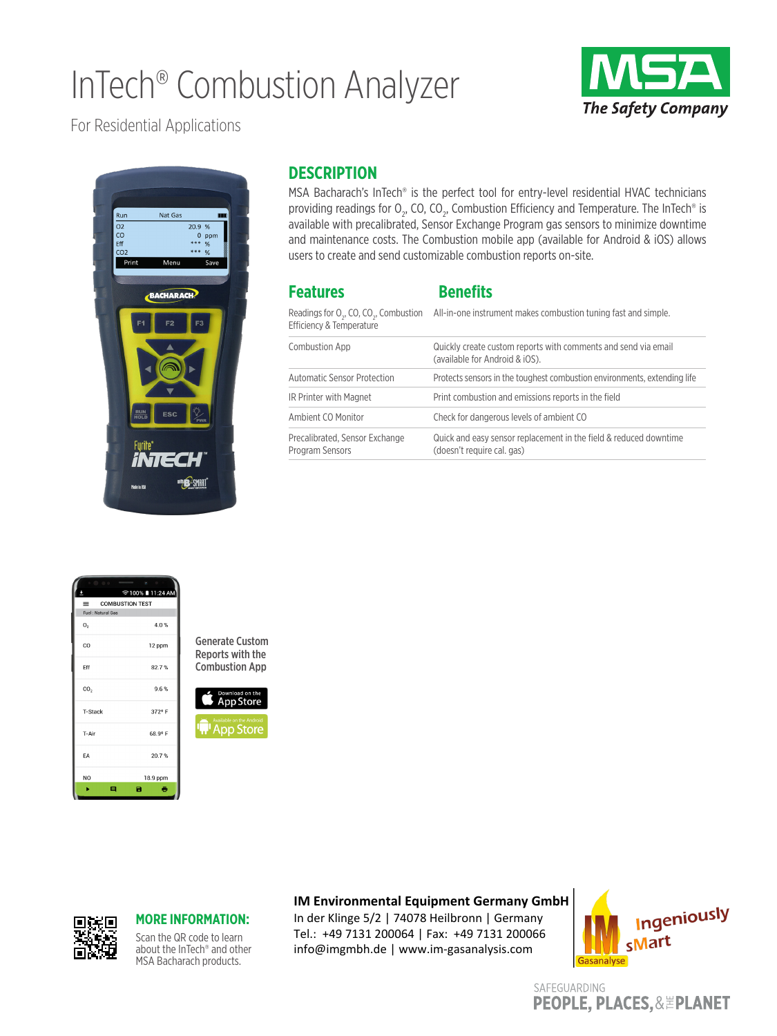# InTech® Combustion Analyzer

For Residential Applications

MSA The Safety Company

## DESCRIPTION

MSA Bacharach's InTech® is the perfect tool for entry-level residential HVAC technicians providing readings for $O_2$, CO, $CO_2$, Combustion Efficiency and Temperature. The InTech® is available with precalibrated, Sensor Exchange Program gas sensors to minimize downtime and maintenance costs. The Combustion mobile app (available for Android & iOS) allows users to create and send customizable combustion reports on-site.

| Features | Benefits |
|---|---|
| Readings for $O_2$, CO, $CO_2$, Combustion Efficiency & Temperature | All-in-one instrument makes combustion tuning fast and simple. |
| Combustion App | Quickly create custom reports with comments and send via email (available for Android & iOS). |
| Automatic Sensor Protection | Protects sensors in the toughest combustion environments, extending life |
| IR Printer with Magnet | Print combustion and emissions reports in the field |
| Ambient CO Monitor | Check for dangerous levels of ambient CO |
| Precalibrated, Sensor Exchange Program Sensors | Quick and easy sensor replacement in the field & reduced downtime (doesn't require cal. gas) |

Generate Custom Reports with the Combustion App

Download on the App Store

Available on the Android App Store

## MORE INFORMATION:

Scan the QR code to learn about the InTech® and other MSA Bacharach products.

**IM Environmental Equipment Germany GmbH**
In der Klinge 5/2 | 74078 Heilbronn | Germany
Tel.: +49 7131 200064 | Fax: +49 7131 200066
info@imgmbh.de | www.im-gasanalysis.com

IM Gasanalyse — Ingeniously sMart

SAFEGUARDING PEOPLE, PLACES, & THE PLANET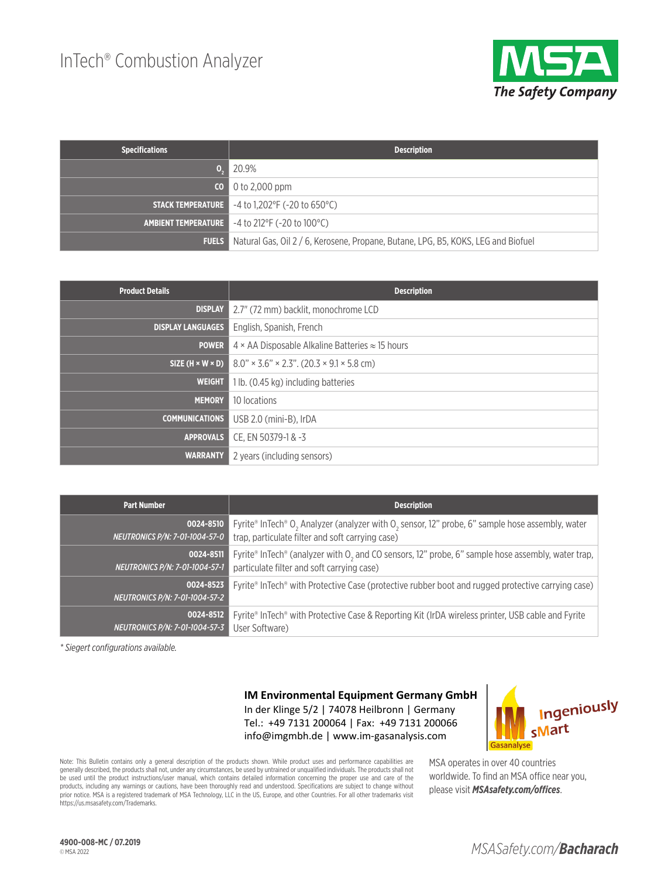# InTech® Combustion Analyzer

| Specifications | Description |
|---|---|
| $O_2$ | 20.9% |
| CO | 0 to 2,000 ppm |
| STACK TEMPERATURE | -4 to 1,202°F (-20 to 650°C) |
| AMBIENT TEMPERATURE | -4 to 212°F (-20 to 100°C) |
| FUELS | Natural Gas, Oil 2 / 6, Kerosene, Propane, Butane, LPG, B5, KOKS, LEG and Biofuel |

| Product Details | Description |
|---|---|
| DISPLAY | 2.7" (72 mm) backlit, monochrome LCD |
| DISPLAY LANGUAGES | English, Spanish, French |
| POWER | 4 × AA Disposable Alkaline Batteries ≈ 15 hours |
| SIZE (H × W × D) | 8.0" × 3.6" × 2.3". (20.3 × 9.1 × 5.8 cm) |
| WEIGHT | 1 lb. (0.45 kg) including batteries |
| MEMORY | 10 locations |
| COMMUNICATIONS | USB 2.0 (mini-B), IrDA |
| APPROVALS | CE, EN 50379-1 & -3 |
| WARRANTY | 2 years (including sensors) |

| Part Number | Description |
|---|---|
| **0024-8510** *NEUTRONICS P/N: 7-01-1004-57-0* | Fyrite® InTech® $O_2$ Analyzer (analyzer with $O_2$ sensor, 12" probe, 6" sample hose assembly, water trap, particulate filter and soft carrying case) |
| **0024-8511** *NEUTRONICS P/N: 7-01-1004-57-1* | Fyrite® InTech® (analyzer with $O_2$ and CO sensors, 12" probe, 6" sample hose assembly, water trap, particulate filter and soft carrying case) |
| **0024-8523** *NEUTRONICS P/N: 7-01-1004-57-2* | Fyrite® InTech® with Protective Case (protective rubber boot and rugged protective carrying case) |
| **0024-8512** *NEUTRONICS P/N: 7-01-1004-57-3* | Fyrite® InTech® with Protective Case & Reporting Kit (IrDA wireless printer, USB cable and Fyrite User Software) |

*\* Siegert configurations available.*

**IM Environmental Equipment Germany GmbH**
In der Klinge 5/2 | 74078 Heilbronn | Germany
Tel.: +49 7131 200064 | Fax: +49 7131 200066
info@imgmbh.de | www.im-gasanalysis.com

Ingeniously sMart
Gasanalyse

Note: This Bulletin contains only a general description of the products shown. While product uses and performance capabilities are generally described, the products shall not, under any circumstances, be used by untrained or unqualified individuals. The products shall not be used until the product instructions/user manual, which contains detailed information concerning the proper use and care of the products, including any warnings or cautions, have been thoroughly read and understood. Specifications are subject to change without prior notice. MSA is a registered trademark of MSA Technology, LLC in the US, Europe, and other Countries. For all other trademarks visit https://us.msasafety.com/Trademarks.

MSA operates in over 40 countries worldwide. To find an MSA office near you, please visit ***MSAsafety.com/offices***.

**4900-008-MC / 07.2019**
© MSA 2022

*MSASafety.com/**Bacharach***